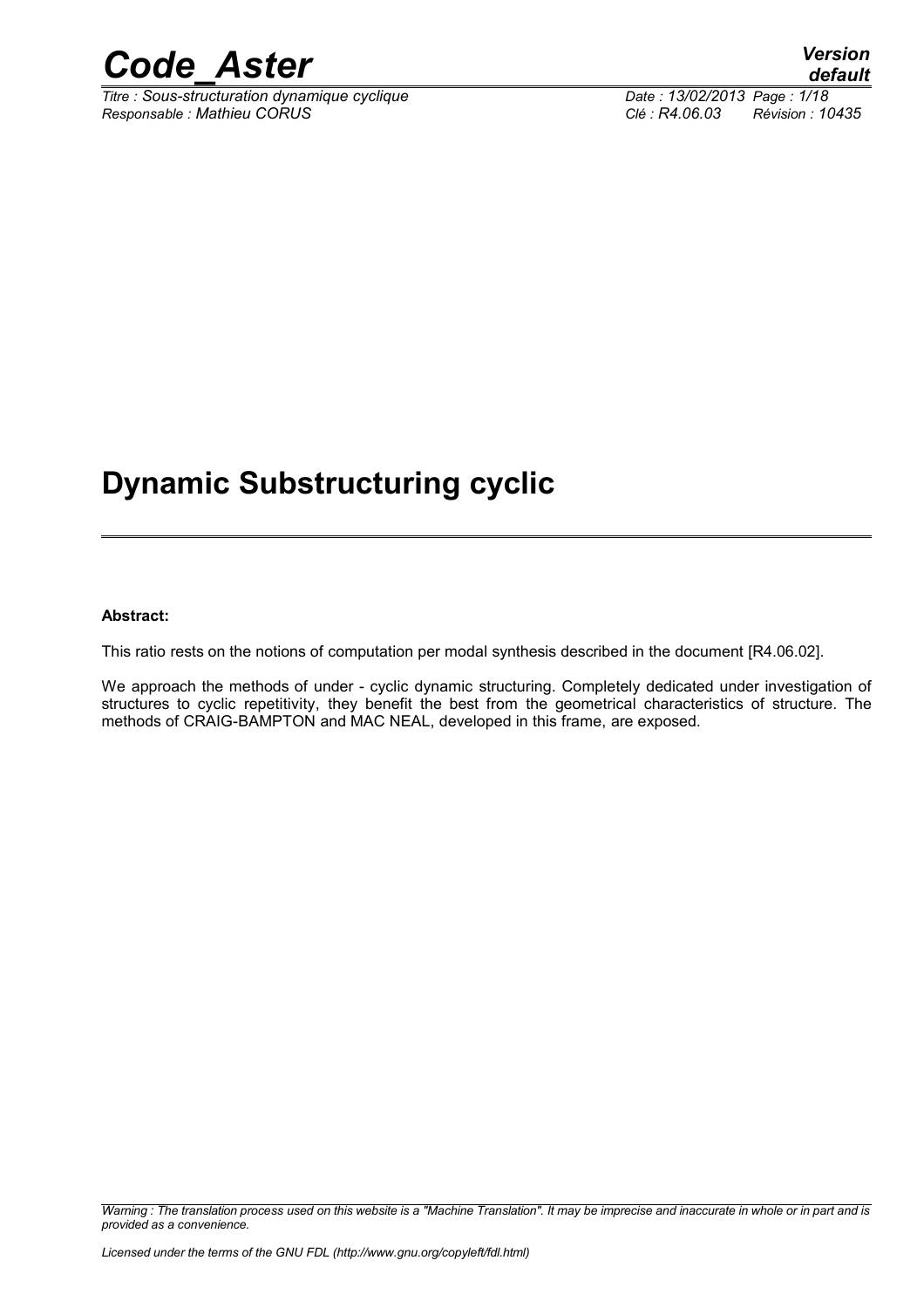# Dynamic Substructuring cyclic

**Abstract:**

This ratio rests on the notions of computation per modal synthesis described in the document [R4.06.02].

We approach the methods of under - cyclic dynamic structuring. Completely dedicated under investigation of structures to cyclic repetitivity, they benefit the best from the geometrical characteristics of structure. The methods of CRAIG-BAMPTON and MAC NEAL, developed in this frame, are exposed.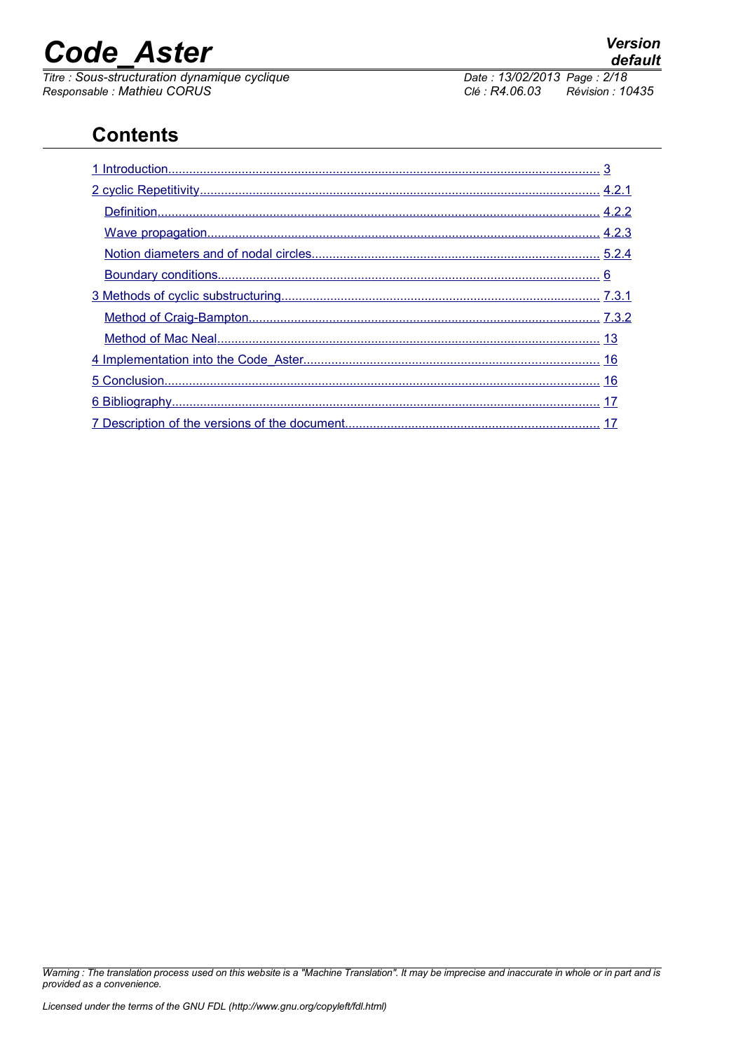# Contents

- 1 Introduction........................................................................................................................ 3
- 2 cyclic Repetitivity................................................................................................................ 4.2.1
  - Definition............................................................................................................................ 4.2.2
  - Wave propagation............................................................................................................... 4.2.3
  - Notion diameters and of nodal circles................................................................................ 5.2.4
  - Boundary conditions........................................................................................................... 6
- 3 Methods of cyclic substructuring......................................................................................... 7.3.1
  - Method of Craig-Bampton................................................................................................... 7.3.2
  - Method of Mac Neal............................................................................................................ 13
- 4 Implementation into the Code_Aster.................................................................................... 16
- 5 Conclusion.......................................................................................................................... 16
- 6 Bibliography........................................................................................................................ 17
- 7 Description of the versions of the document....................................................................... 17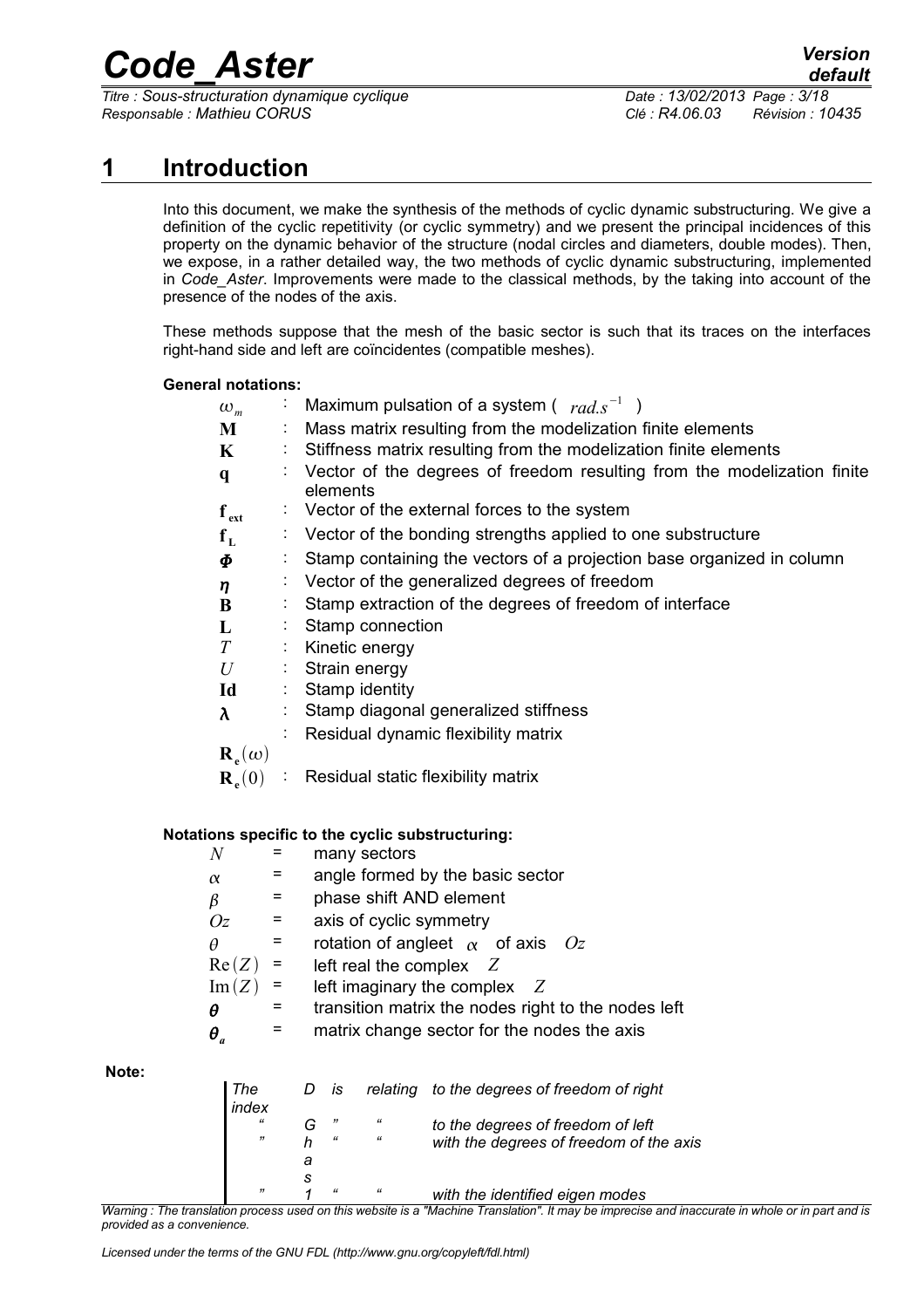# 1 Introduction

Into this document, we make the synthesis of the methods of cyclic dynamic substructuring. We give a definition of the cyclic repetitivity (or cyclic symmetry) and we present the principal incidences of this property on the dynamic behavior of the structure (nodal circles and diameters, double modes). Then, we expose, in a rather detailed way, the two methods of cyclic dynamic substructuring, implemented in *Code_Aster*. Improvements were made to the classical methods, by the taking into account of the presence of the nodes of the axis.

These methods suppose that the mesh of the basic sector is such that its traces on the interfaces right-hand side and left are coïncidentes (compatible meshes).

**General notations:**

| | | |
|---|---|---|
| $\omega_m$ | : | Maximum pulsation of a system ( $rad.s^{-1}$ ) |
| $\mathbf{M}$ | : | Mass matrix resulting from the modelization finite elements |
| $\mathbf{K}$ | : | Stiffness matrix resulting from the modelization finite elements |
| $\mathbf{q}$ | : | Vector of the degrees of freedom resulting from the modelization finite elements |
| $\mathbf{f}_{\mathbf{ext}}$ | : | Vector of the external forces to the system |
| $\mathbf{f}_{\mathbf{L}}$ | : | Vector of the bonding strengths applied to one substructure |
| $\boldsymbol{\Phi}$ | : | Stamp containing the vectors of a projection base organized in column |
| $\boldsymbol{\eta}$ | : | Vector of the generalized degrees of freedom |
| $\mathbf{B}$ | : | Stamp extraction of the degrees of freedom of interface |
| $\mathbf{L}$ | : | Stamp connection |
| $T$ | : | Kinetic energy |
| $U$ | : | Strain energy |
| $\mathbf{Id}$ | : | Stamp identity |
| $\boldsymbol{\lambda}$ | : | Stamp diagonal generalized stiffness |
| $\mathbf{R}_{\mathbf{e}}(\omega)$ | : | Residual dynamic flexibility matrix |
| $\mathbf{R}_{\mathbf{e}}(0)$ | : | Residual static flexibility matrix |

**Notations specific to the cyclic substructuring:**

| | | |
|---|---|---|
| $N$ | = | many sectors |
| $\alpha$ | = | angle formed by the basic sector |
| $\beta$ | = | phase shift AND element |
| $Oz$ | = | axis of cyclic symmetry |
| $\theta$ | = | rotation of angleet $\alpha$ of axis $Oz$ |
| $\mathrm{Re}(Z)$ | = | left real the complex $Z$ |
| $\mathrm{Im}(Z)$ | = | left imaginary the complex $Z$ |
| $\boldsymbol{\theta}$ | = | transition matrix the nodes right to the nodes left |
| $\boldsymbol{\theta}_a$ | = | matrix change sector for the nodes the axis |

**Note:**

> *The index D is relating to the degrees of freedom of right*
> *" G " " to the degrees of freedom of left*
> *" has " " with the degrees of freedom of the axis*
> *" 1 " " with the identified eigen modes*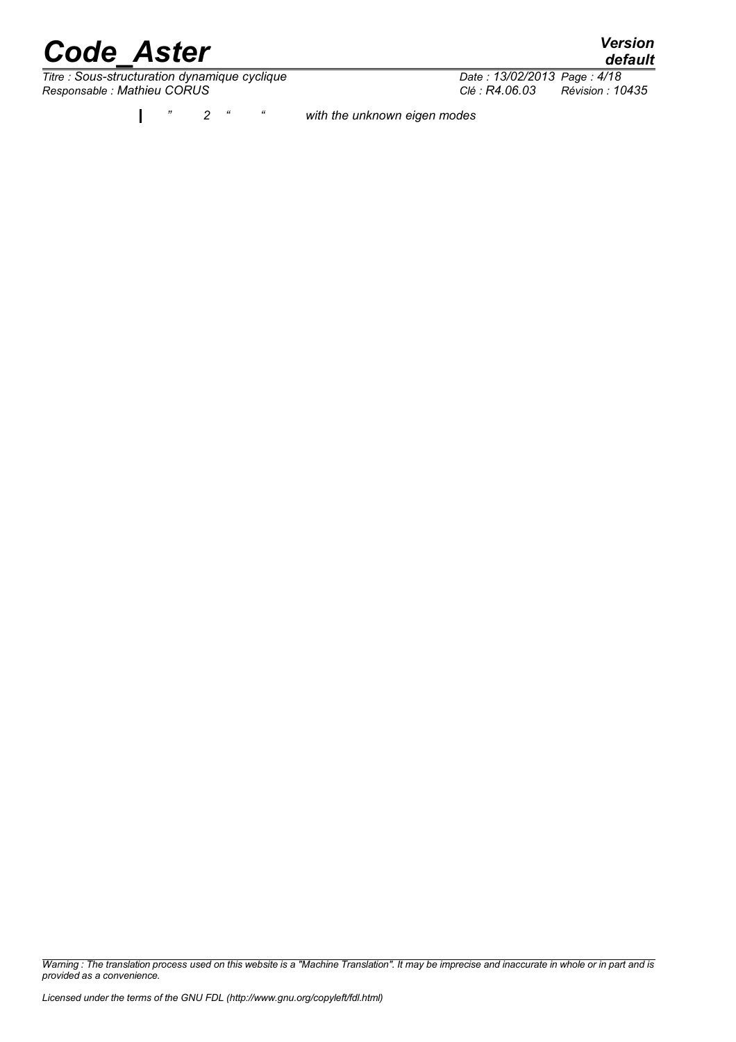" 2 " " with the unknown eigen modes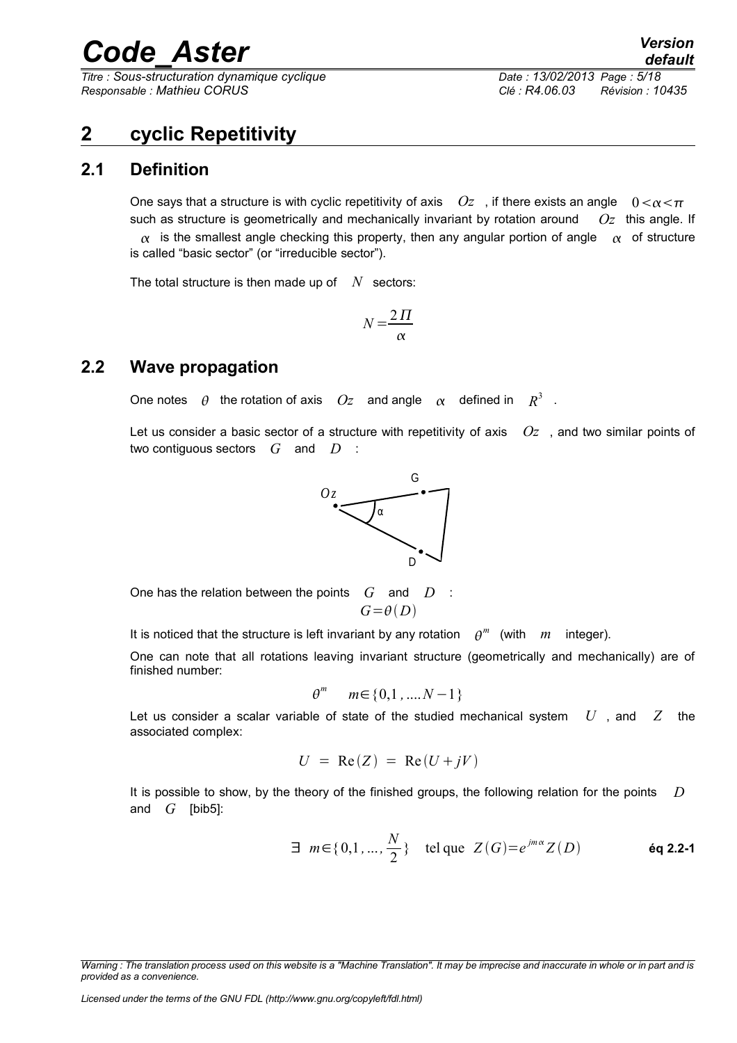# 2 cyclic Repetitivity

## 2.1 Definition

One says that a structure is with cyclic repetitivity of axis $Oz$, if there exists an angle $0<\alpha<\pi$ such as structure is geometrically and mechanically invariant by rotation around $Oz$ this angle. If $\alpha$ is the smallest angle checking this property, then any angular portion of angle $\alpha$ of structure is called "basic sector" (or "irreducible sector").

The total structure is then made up of $N$ sectors:

$$N=\frac{2\Pi}{\alpha}$$

## 2.2 Wave propagation

One notes $\theta$ the rotation of axis $Oz$ and angle $\alpha$ defined in $R^3$.

Let us consider a basic sector of a structure with repetitivity of axis $Oz$, and two similar points of two contiguous sectors $G$ and $D$:

One has the relation between the points $G$ and $D$:

$$G=\theta(D)$$

It is noticed that the structure is left invariant by any rotation $\theta^m$ (with $m$ integer).

One can note that all rotations leaving invariant structure (geometrically and mechanically) are of finished number:

$$\theta^m \quad m\in\{0,1,\ldots.N-1\}$$

Let us consider a scalar variable of state of the studied mechanical system $U$, and $Z$ the associated complex:

$$U = \mathrm{Re}(Z) = \mathrm{Re}(U+jV)$$

It is possible to show, by the theory of the finished groups, the following relation for the points $D$ and $G$ [bib5]:

$$\exists \ m\in\{0,1,\ldots,\frac{N}{2}\} \quad \text{tel que} \ \ Z(G)=e^{jm\alpha}Z(D) \qquad \textbf{éq 2.2-1}$$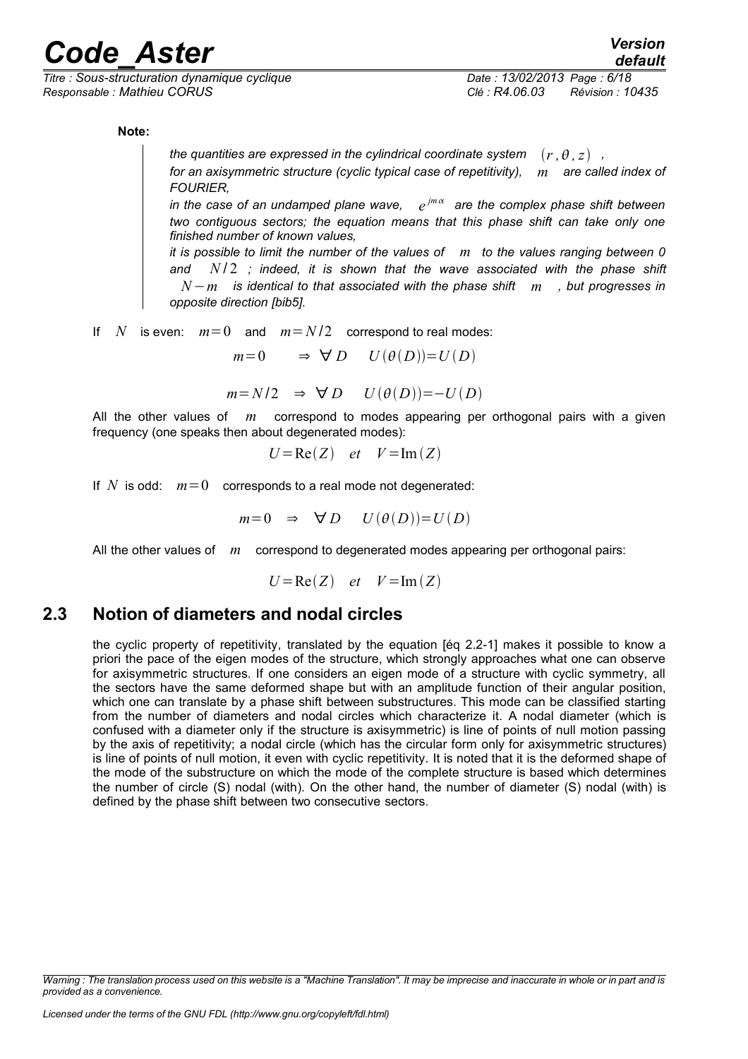**Note:**

> *the quantities are expressed in the cylindrical coordinate system* $(r, \theta, z)$ *,*
> *for an axisymmetric structure (cyclic typical case of repetitivity),* $m$ *are called index of FOURIER,*
> *in the case of an undamped plane wave,* $e^{jm\alpha}$ *are the complex phase shift between two contiguous sectors; the equation means that this phase shift can take only one finished number of known values,*
> *it is possible to limit the number of the values of* $m$ *to the values ranging between 0 and* $N/2$ *; indeed, it is shown that the wave associated with the phase shift* $N-m$ *is identical to that associated with the phase shift* $m$ *, but progresses in opposite direction [bib5].*

If $N$ is even: $m=0$ and $m=N/2$ correspond to real modes:

$$m=0 \quad \Rightarrow \forall D \quad U(\theta(D))=U(D)$$

$$m=N/2 \quad \Rightarrow \forall D \quad U(\theta(D))=-U(D)$$

All the other values of $m$ correspond to modes appearing per orthogonal pairs with a given frequency (one speaks then about degenerated modes):

$$U=\mathrm{Re}(Z) \quad et \quad V=\mathrm{Im}(Z)$$

If $N$ is odd: $m=0$ corresponds to a real mode not degenerated:

$$m=0 \quad \Rightarrow \quad \forall D \quad U(\theta(D))=U(D)$$

All the other values of $m$ correspond to degenerated modes appearing per orthogonal pairs:

$$U=\mathrm{Re}(Z) \quad et \quad V=\mathrm{Im}(Z)$$

## 2.3 Notion of diameters and nodal circles

the cyclic property of repetitivity, translated by the equation [éq 2.2-1] makes it possible to know a priori the pace of the eigen modes of the structure, which strongly approaches what one can observe for axisymmetric structures. If one considers an eigen mode of a structure with cyclic symmetry, all the sectors have the same deformed shape but with an amplitude function of their angular position, which one can translate by a phase shift between substructures. This mode can be classified starting from the number of diameters and nodal circles which characterize it. A nodal diameter (which is confused with a diameter only if the structure is axisymmetric) is line of points of null motion passing by the axis of repetitivity; a nodal circle (which has the circular form only for axisymmetric structures) is line of points of null motion, it even with cyclic repetitivity. It is noted that it is the deformed shape of the mode of the substructure on which the mode of the complete structure is based which determines the number of circle (S) nodal (with). On the other hand, the number of diameter (S) nodal (with) is defined by the phase shift between two consecutive sectors.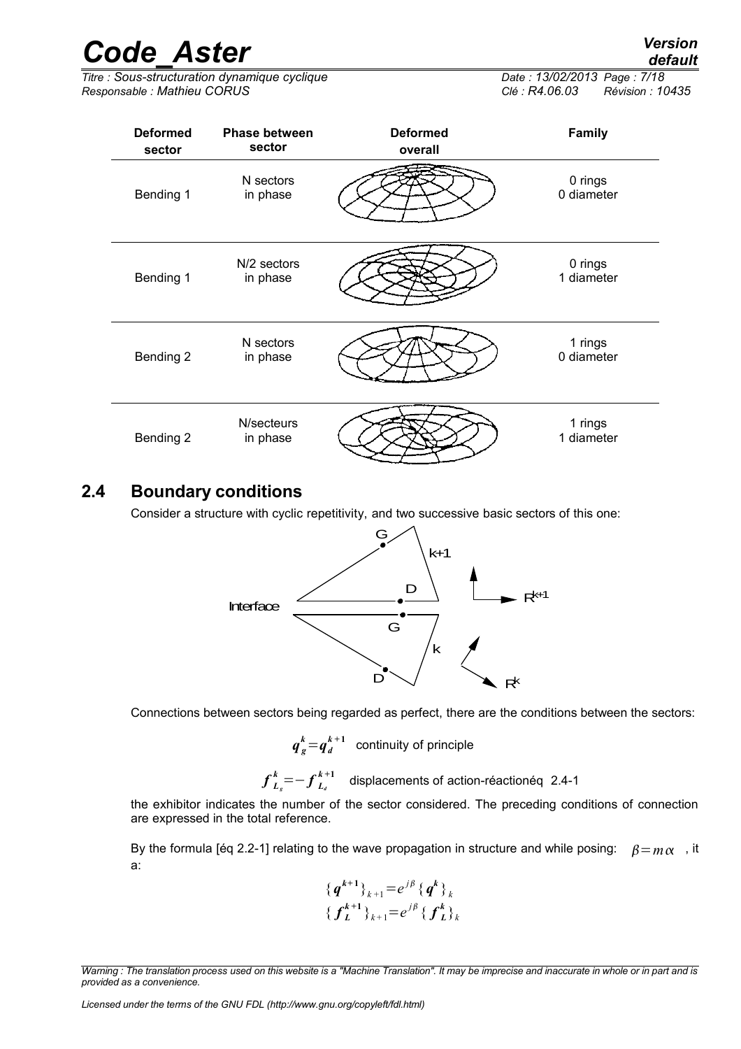| Deformed sector | Phase between sector | Deformed overall | Family |
|---|---|---|---|
| Bending 1 | N sectors in phase | | 0 rings 0 diameter |
| Bending 1 | N/2 sectors in phase | | 0 rings 1 diameter |
| Bending 2 | N sectors in phase | | 1 rings 0 diameter |
| Bending 2 | N/secteurs in phase | | 1 rings 1 diameter |

## 2.4 Boundary conditions

Consider a structure with cyclic repetitivity, and two successive basic sectors of this one:

Connections between sectors being regarded as perfect, there are the conditions between the sectors:

$$q_g^k = q_d^{k+1} \quad \text{continuity of principle}$$

$$f_{L_g}^k = -f_{L_d}^{k+1} \quad \text{displacements of action-réactionéq 2.4-1}$$

the exhibitor indicates the number of the sector considered. The preceding conditions of connection are expressed in the total reference.

By the formula [éq 2.2-1] relating to the wave propagation in structure and while posing: $\beta = m\alpha$ , it a:

$$\{q^{k+1}\}_{k+1} = e^{j\beta}\{q^k\}_k$$
$$\{f_L^{k+1}\}_{k+1} = e^{j\beta}\{f_L^k\}_k$$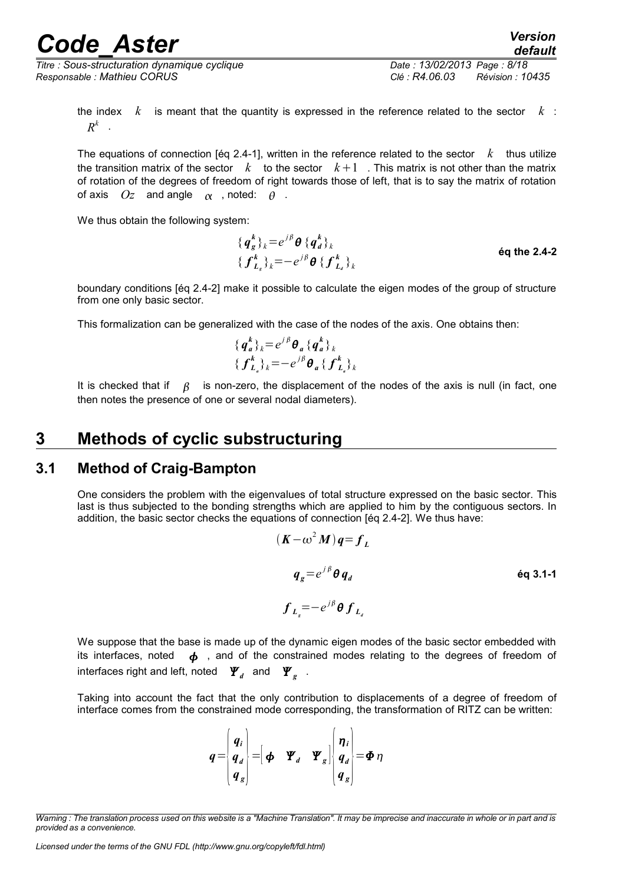the index $k$ is meant that the quantity is expressed in the reference related to the sector $k$ : $R^k$ .

The equations of connection [éq 2.4-1], written in the reference related to the sector $k$ thus utilize the transition matrix of the sector $k$ to the sector $k+1$ . This matrix is not other than the matrix of rotation of the degrees of freedom of right towards those of left, that is to say the matrix of rotation of axis $Oz$ and angle $\alpha$ , noted: $\theta$ .

We thus obtain the following system:

$$\begin{aligned} \{\boldsymbol{q}_g^k\}_k &= e^{j\beta}\boldsymbol{\theta}\,\{\boldsymbol{q}_d^k\}_k \\ \{\boldsymbol{f}_{L_g}^k\}_k &= -e^{j\beta}\boldsymbol{\theta}\,\{\boldsymbol{f}_{L_d}^k\}_k \end{aligned} \qquad \text{éq the 2.4-2}$$

boundary conditions [éq 2.4-2] make it possible to calculate the eigen modes of the group of structure from one only basic sector.

This formalization can be generalized with the case of the nodes of the axis. One obtains then:

$$\begin{aligned} \{\boldsymbol{q}_a^k\}_k &= e^{j\beta}\boldsymbol{\theta}_a\,\{\boldsymbol{q}_a^k\}_k \\ \{\boldsymbol{f}_{L_a}^k\}_k &= -e^{j\beta}\boldsymbol{\theta}_a\,\{\boldsymbol{f}_{L_a}^k\}_k \end{aligned}$$

It is checked that if $\beta$ is non-zero, the displacement of the nodes of the axis is null (in fact, one then notes the presence of one or several nodal diameters).

# 3 Methods of cyclic substructuring

## 3.1 Method of Craig-Bampton

One considers the problem with the eigenvalues of total structure expressed on the basic sector. This last is thus subjected to the bonding strengths which are applied to him by the contiguous sectors. In addition, the basic sector checks the equations of connection [éq 2.4-2]. We thus have:

$$\begin{aligned} (\boldsymbol{K}-\omega^2\boldsymbol{M})\boldsymbol{q} &= \boldsymbol{f}_L \\ \boldsymbol{q}_g &= e^{j\beta}\boldsymbol{\theta}\,\boldsymbol{q}_d \\ \boldsymbol{f}_{L_g} &= -e^{j\beta}\boldsymbol{\theta}\,\boldsymbol{f}_{L_d} \end{aligned} \qquad \text{éq 3.1-1}$$

We suppose that the base is made up of the dynamic eigen modes of the basic sector embedded with its interfaces, noted $\boldsymbol{\phi}$ , and of the constrained modes relating to the degrees of freedom of interfaces right and left, noted $\boldsymbol{\Psi}_d$ and $\boldsymbol{\Psi}_g$ .

Taking into account the fact that the only contribution to displacements of a degree of freedom of interface comes from the constrained mode corresponding, the transformation of RITZ can be written:

$$\boldsymbol{q} = \begin{pmatrix} \boldsymbol{q}_i \\ \boldsymbol{q}_d \\ \boldsymbol{q}_g \end{pmatrix} = \begin{bmatrix} \boldsymbol{\phi} & \boldsymbol{\Psi}_d & \boldsymbol{\Psi}_g \end{bmatrix} \begin{pmatrix} \boldsymbol{\eta}_i \\ \boldsymbol{q}_d \\ \boldsymbol{q}_g \end{pmatrix} = \boldsymbol{\Phi}\,\eta$$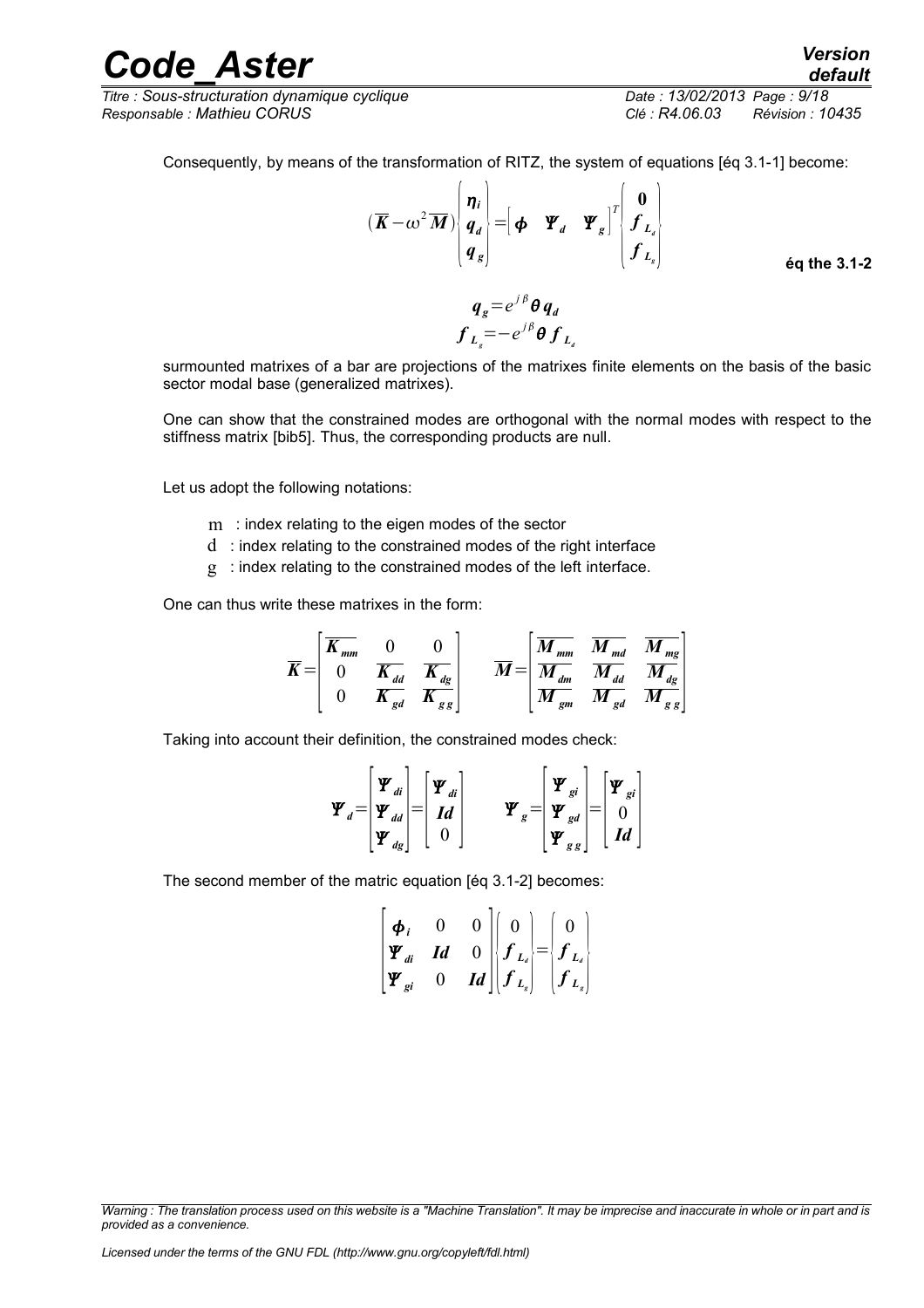Consequently, by means of the transformation of RITZ, the system of equations [éq 3.1-1] become:

$$(\overline{\boldsymbol{K}}-\omega^2\overline{\boldsymbol{M}})\begin{pmatrix}\boldsymbol{\eta}_i\\ \boldsymbol{q}_d\\ \boldsymbol{q}_g\end{pmatrix}=\begin{bmatrix}\boldsymbol{\phi} & \boldsymbol{\Psi}_d & \boldsymbol{\Psi}_g\end{bmatrix}^T\begin{pmatrix}\boldsymbol{0}\\ \boldsymbol{f}_{L_d}\\ \boldsymbol{f}_{L_g}\end{pmatrix}$$ **éq the 3.1-2**

$$\boldsymbol{q}_g=e^{j\beta}\boldsymbol{\theta}\,\boldsymbol{q}_d$$
$$\boldsymbol{f}_{L_g}=-e^{j\beta}\boldsymbol{\theta}\,\boldsymbol{f}_{L_d}$$

surmounted matrixes of a bar are projections of the matrixes finite elements on the basis of the basic sector modal base (generalized matrixes).

One can show that the constrained modes are orthogonal with the normal modes with respect to the stiffness matrix [bib5]. Thus, the corresponding products are null.

Let us adopt the following notations:

- $m$ : index relating to the eigen modes of the sector
- $d$ : index relating to the constrained modes of the right interface
- $g$ : index relating to the constrained modes of the left interface.

One can thus write these matrixes in the form:

$$\overline{\boldsymbol{K}}=\begin{bmatrix}\overline{\boldsymbol{K}_{mm}} & 0 & 0\\ 0 & \overline{\boldsymbol{K}_{dd}} & \overline{\boldsymbol{K}_{dg}}\\ 0 & \overline{\boldsymbol{K}_{gd}} & \overline{\boldsymbol{K}_{gg}}\end{bmatrix}\qquad \overline{\boldsymbol{M}}=\begin{bmatrix}\overline{\boldsymbol{M}_{mm}} & \overline{\boldsymbol{M}_{md}} & \overline{\boldsymbol{M}_{mg}}\\ \overline{\boldsymbol{M}_{dm}} & \overline{\boldsymbol{M}_{dd}} & \overline{\boldsymbol{M}_{dg}}\\ \overline{\boldsymbol{M}_{gm}} & \overline{\boldsymbol{M}_{gd}} & \overline{\boldsymbol{M}_{gg}}\end{bmatrix}$$

Taking into account their definition, the constrained modes check:

$$\boldsymbol{\Psi}_d=\begin{bmatrix}\boldsymbol{\Psi}_{di}\\ \boldsymbol{\Psi}_{dd}\\ \boldsymbol{\Psi}_{dg}\end{bmatrix}=\begin{bmatrix}\boldsymbol{\Psi}_{di}\\ \boldsymbol{Id}\\ 0\end{bmatrix}\qquad \boldsymbol{\Psi}_g=\begin{bmatrix}\boldsymbol{\Psi}_{gi}\\ \boldsymbol{\Psi}_{gd}\\ \boldsymbol{\Psi}_{gg}\end{bmatrix}=\begin{bmatrix}\boldsymbol{\Psi}_{gi}\\ 0\\ \boldsymbol{Id}\end{bmatrix}$$

The second member of the matric equation [éq 3.1-2] becomes:

$$\begin{bmatrix}\boldsymbol{\phi}_i & 0 & 0\\ \boldsymbol{\Psi}_{di} & \boldsymbol{Id} & 0\\ \boldsymbol{\Psi}_{gi} & 0 & \boldsymbol{Id}\end{bmatrix}\begin{pmatrix}0\\ \boldsymbol{f}_{L_d}\\ \boldsymbol{f}_{L_g}\end{pmatrix}=\begin{pmatrix}0\\ \boldsymbol{f}_{L_d}\\ \boldsymbol{f}_{L_g}\end{pmatrix}$$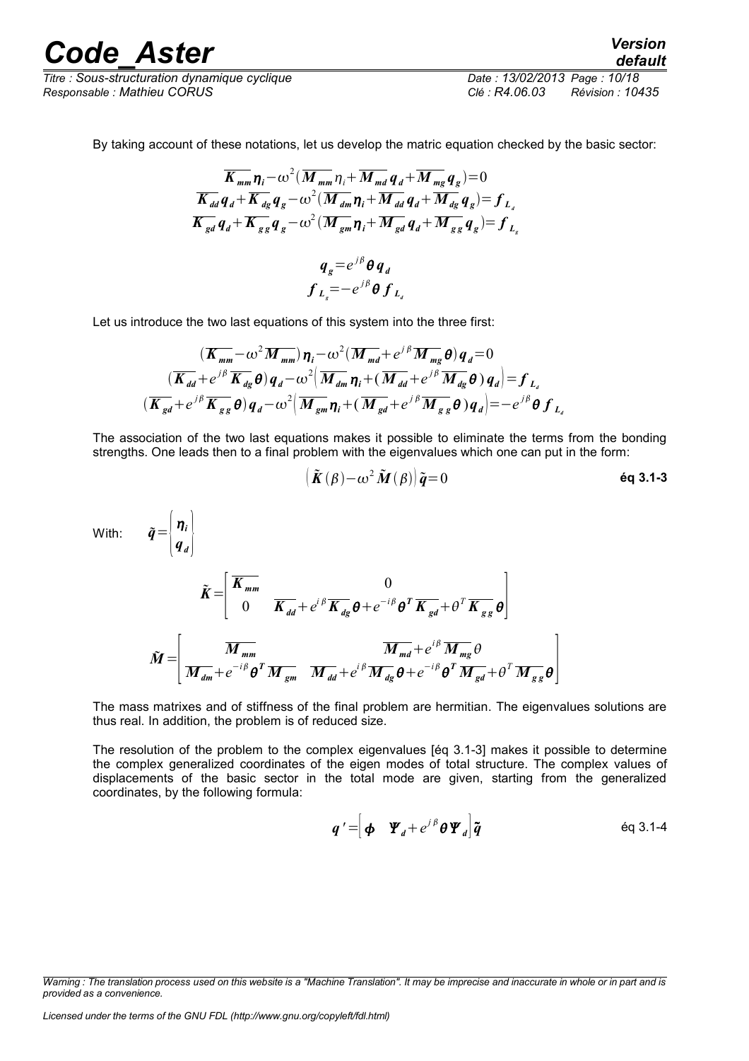By taking account of these notations, let us develop the matric equation checked by the basic sector:

$$\overline{K_{mm}}\boldsymbol{\eta}_i - \omega^2(\overline{M_{mm}}\eta_i + \overline{M_{md}}\boldsymbol{q}_d + \overline{M_{mg}}\boldsymbol{q}_g) = 0$$
$$\overline{K_{dd}}\boldsymbol{q}_d + \overline{K_{dg}}\boldsymbol{q}_g - \omega^2(\overline{M_{dm}}\boldsymbol{\eta}_i + \overline{M_{dd}}\boldsymbol{q}_d + \overline{M_{dg}}\boldsymbol{q}_g) = \boldsymbol{f}_{L_d}$$
$$\overline{K_{gd}}\boldsymbol{q}_d + \overline{K_{gg}}\boldsymbol{q}_g - \omega^2(\overline{M_{gm}}\boldsymbol{\eta}_i + \overline{M_{gd}}\boldsymbol{q}_d + \overline{M_{gg}}\boldsymbol{q}_g) = \boldsymbol{f}_{L_g}$$

$$\boldsymbol{q}_g = e^{j\beta}\boldsymbol{\theta}\boldsymbol{q}_d$$
$$\boldsymbol{f}_{L_g} = -e^{j\beta}\boldsymbol{\theta}\boldsymbol{f}_{L_d}$$

Let us introduce the two last equations of this system into the three first:

$$(\overline{K_{mm}} - \omega^2\overline{M_{mm}})\boldsymbol{\eta}_i - \omega^2(\overline{M_{md}} + e^{j\beta}\overline{M_{mg}}\boldsymbol{\theta})\boldsymbol{q}_d = 0$$
$$(\overline{K_{dd}} + e^{j\beta}\overline{K_{dg}}\boldsymbol{\theta})\boldsymbol{q}_d - \omega^2\left(\overline{M_{dm}}\boldsymbol{\eta}_i + (\overline{M_{dd}} + e^{j\beta}\overline{M_{dg}}\boldsymbol{\theta})\boldsymbol{q}_d\right) = \boldsymbol{f}_{L_d}$$
$$(\overline{K_{gd}} + e^{j\beta}\overline{K_{gg}}\boldsymbol{\theta})\boldsymbol{q}_d - \omega^2\left(\overline{M_{gm}}\boldsymbol{\eta}_i + (\overline{M_{gd}} + e^{j\beta}\overline{M_{gg}}\boldsymbol{\theta})\boldsymbol{q}_d\right) = -e^{j\beta}\boldsymbol{\theta}\boldsymbol{f}_{L_d}$$

The association of the two last equations makes it possible to eliminate the terms from the bonding strengths. One leads then to a final problem with the eigenvalues which one can put in the form:

$$\left(\tilde{\boldsymbol{K}}(\beta) - \omega^2\tilde{\boldsymbol{M}}(\beta)\right)\tilde{\boldsymbol{q}} = 0 \qquad \textbf{éq 3.1-3}$$

With: $\tilde{\boldsymbol{q}} = \begin{Bmatrix} \boldsymbol{\eta}_i \\ \boldsymbol{q}_d \end{Bmatrix}$

$$\tilde{\boldsymbol{K}} = \begin{bmatrix} \overline{K_{mm}} & 0 \\ 0 & \overline{K_{dd}} + e^{i\beta}\overline{K_{dg}}\boldsymbol{\theta} + e^{-i\beta}\boldsymbol{\theta}^T\overline{K_{gd}} + \theta^T\overline{K_{gg}}\boldsymbol{\theta} \end{bmatrix}$$

$$\tilde{\boldsymbol{M}} = \begin{bmatrix} \overline{M_{mm}} & \overline{M_{md}} + e^{i\beta}\overline{M_{mg}}\theta \\ \overline{M_{dm}} + e^{-i\beta}\boldsymbol{\theta}^T\overline{M_{gm}} & \overline{M_{dd}} + e^{i\beta}\overline{M_{dg}}\boldsymbol{\theta} + e^{-i\beta}\boldsymbol{\theta}^T\overline{M_{gd}} + \theta^T\overline{M_{gg}}\boldsymbol{\theta} \end{bmatrix}$$

The mass matrixes and of stiffness of the final problem are hermitian. The eigenvalues solutions are thus real. In addition, the problem is of reduced size.

The resolution of the problem to the complex eigenvalues [éq 3.1-3] makes it possible to determine the complex generalized coordinates of the eigen modes of total structure. The complex values of displacements of the basic sector in the total mode are given, starting from the generalized coordinates, by the following formula:

$$\boldsymbol{q}' = \left[\boldsymbol{\phi} \quad \boldsymbol{\Psi}_d + e^{j\beta}\boldsymbol{\theta}\boldsymbol{\Psi}_d\right]\tilde{\boldsymbol{q}} \qquad \text{éq 3.1-4}$$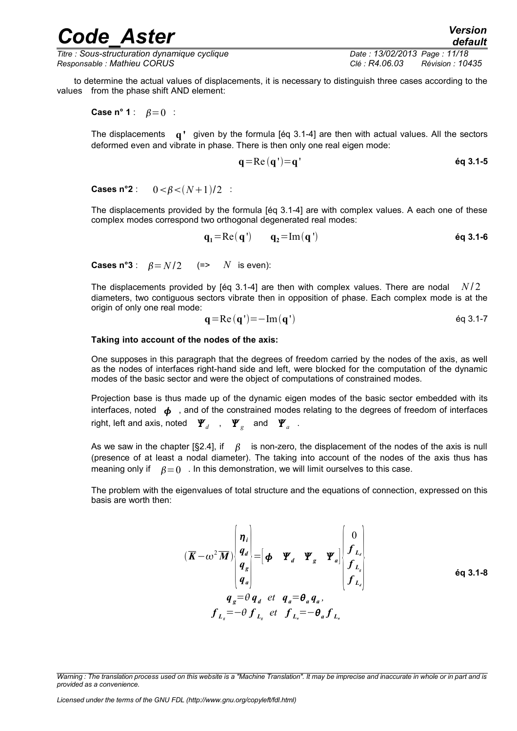to determine the actual values of displacements, it is necessary to distinguish three cases according to the values from the phase shift AND element:

**Case n° 1** : $\beta=0$ :

The displacements $\mathbf{q'}$ given by the formula [éq 3.1-4] are then with actual values. All the sectors deformed even and vibrate in phase. There is then only one real eigen mode:

$$\mathbf{q}=\mathrm{Re}(\mathbf{q'})=\mathbf{q'} \quad \text{éq 3.1-5}$$

**Cases n°2** : $0<\beta<(N+1)/2$ :

The displacements provided by the formula [éq 3.1-4] are with complex values. A each one of these complex modes correspond two orthogonal degenerated real modes:

$$\mathbf{q_1}=\mathrm{Re}(\mathbf{q'}) \qquad \mathbf{q_2}=\mathrm{Im}(\mathbf{q'}) \quad \text{éq 3.1-6}$$

**Cases n°3** : $\beta=N/2$ (=> $N$ is even):

The displacements provided by [éq 3.1-4] are then with complex values. There are nodal $N/2$ diameters, two contiguous sectors vibrate then in opposition of phase. Each complex mode is at the origin of only one real mode:

$$\mathbf{q}=\mathrm{Re}(\mathbf{q'})=-\mathrm{Im}(\mathbf{q'}) \quad \text{éq 3.1-7}$$

**Taking into account of the nodes of the axis:**

One supposes in this paragraph that the degrees of freedom carried by the nodes of the axis, as well as the nodes of interfaces right-hand side and left, were blocked for the computation of the dynamic modes of the basic sector and were the object of computations of constrained modes.

Projection base is thus made up of the dynamic eigen modes of the basic sector embedded with its interfaces, noted $\boldsymbol{\phi}$ , and of the constrained modes relating to the degrees of freedom of interfaces right, left and axis, noted $\boldsymbol{\Psi}_d$ , $\boldsymbol{\Psi}_g$ and $\boldsymbol{\Psi}_a$ .

As we saw in the chapter [§2.4], if $\beta$ is non-zero, the displacement of the nodes of the axis is null (presence of at least a nodal diameter). The taking into account of the nodes of the axis thus has meaning only if $\beta=0$ . In this demonstration, we will limit ourselves to this case.

The problem with the eigenvalues of total structure and the equations of connection, expressed on this basis are worth then:

$$(\overline{\boldsymbol{K}}-\omega^2\overline{\boldsymbol{M}})\begin{pmatrix}\boldsymbol{\eta}_i\\ \boldsymbol{q}_d\\ \boldsymbol{q}_g\\ \boldsymbol{q}_a\end{pmatrix}=\begin{bmatrix}\boldsymbol{\phi} & \boldsymbol{\Psi}_d & \boldsymbol{\Psi}_g & \boldsymbol{\Psi}_a\end{bmatrix}\begin{pmatrix}0\\ \boldsymbol{f}_{L_d}\\ \boldsymbol{f}_{L_g}\\ \boldsymbol{f}_{L_a}\end{pmatrix}$$
$$\boldsymbol{q}_g=\theta\,\boldsymbol{q}_d \quad et \quad \boldsymbol{q}_a=\boldsymbol{\theta}_a\boldsymbol{q}_a,$$
$$\boldsymbol{f}_{L_g}=-\theta\,\boldsymbol{f}_{L_g} \quad et \quad \boldsymbol{f}_{L_a}=-\boldsymbol{\theta}_a\boldsymbol{f}_{L_a} \quad \text{éq 3.1-8}$$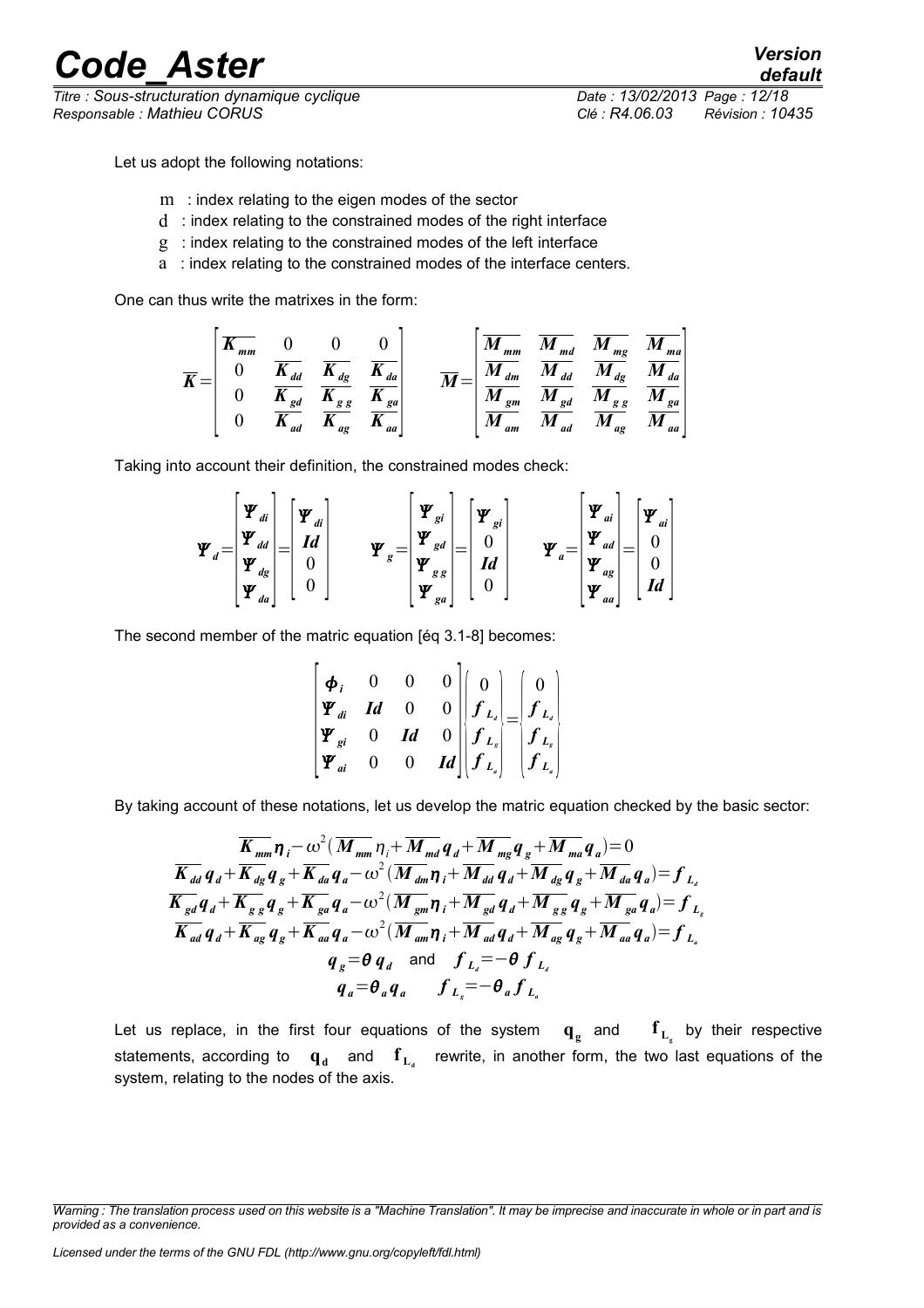Let us adopt the following notations:

- m : index relating to the eigen modes of the sector
- d : index relating to the constrained modes of the right interface
- g : index relating to the constrained modes of the left interface
- a : index relating to the constrained modes of the interface centers.

One can thus write the matrixes in the form:

$$
\overline{\boldsymbol{K}}=\begin{bmatrix} \overline{\boldsymbol{K}_{mm}} & 0 & 0 & 0 \\ 0 & \overline{\boldsymbol{K}_{dd}} & \overline{\boldsymbol{K}_{dg}} & \overline{\boldsymbol{K}_{da}} \\ 0 & \overline{\boldsymbol{K}_{gd}} & \overline{\boldsymbol{K}_{gg}} & \overline{\boldsymbol{K}_{ga}} \\ 0 & \overline{\boldsymbol{K}_{ad}} & \overline{\boldsymbol{K}_{ag}} & \overline{\boldsymbol{K}_{aa}} \end{bmatrix} \qquad \overline{\boldsymbol{M}}=\begin{bmatrix} \overline{\boldsymbol{M}_{mm}} & \overline{\boldsymbol{M}_{md}} & \overline{\boldsymbol{M}_{mg}} & \overline{\boldsymbol{M}_{ma}} \\ \overline{\boldsymbol{M}_{dm}} & \overline{\boldsymbol{M}_{dd}} & \overline{\boldsymbol{M}_{dg}} & \overline{\boldsymbol{M}_{da}} \\ \overline{\boldsymbol{M}_{gm}} & \overline{\boldsymbol{M}_{gd}} & \overline{\boldsymbol{M}_{gg}} & \overline{\boldsymbol{M}_{ga}} \\ \overline{\boldsymbol{M}_{am}} & \overline{\boldsymbol{M}_{ad}} & \overline{\boldsymbol{M}_{ag}} & \overline{\boldsymbol{M}_{aa}} \end{bmatrix}
$$

Taking into account their definition, the constrained modes check:

$$
\boldsymbol{\Psi}_d=\begin{bmatrix} \boldsymbol{\Psi}_{di} \\ \boldsymbol{\Psi}_{dd} \\ \boldsymbol{\Psi}_{dg} \\ \boldsymbol{\Psi}_{da} \end{bmatrix}=\begin{bmatrix} \boldsymbol{\Psi}_{di} \\ \boldsymbol{Id} \\ 0 \\ 0 \end{bmatrix} \qquad \boldsymbol{\Psi}_g=\begin{bmatrix} \boldsymbol{\Psi}_{gi} \\ \boldsymbol{\Psi}_{gd} \\ \boldsymbol{\Psi}_{gg} \\ \boldsymbol{\Psi}_{ga} \end{bmatrix}=\begin{bmatrix} \boldsymbol{\Psi}_{gi} \\ 0 \\ \boldsymbol{Id} \\ 0 \end{bmatrix} \qquad \boldsymbol{\Psi}_a=\begin{bmatrix} \boldsymbol{\Psi}_{ai} \\ \boldsymbol{\Psi}_{ad} \\ \boldsymbol{\Psi}_{ag} \\ \boldsymbol{\Psi}_{aa} \end{bmatrix}=\begin{bmatrix} \boldsymbol{\Psi}_{ai} \\ 0 \\ 0 \\ \boldsymbol{Id} \end{bmatrix}
$$

The second member of the matric equation [éq 3.1-8] becomes:

$$
\begin{bmatrix} \boldsymbol{\phi}_i & 0 & 0 & 0 \\ \boldsymbol{\Psi}_{di} & \boldsymbol{Id} & 0 & 0 \\ \boldsymbol{\Psi}_{gi} & 0 & \boldsymbol{Id} & 0 \\ \boldsymbol{\Psi}_{ai} & 0 & 0 & \boldsymbol{Id} \end{bmatrix} \begin{Bmatrix} 0 \\ \boldsymbol{f}_{L_d} \\ \boldsymbol{f}_{L_g} \\ \boldsymbol{f}_{L_a} \end{Bmatrix} = \begin{Bmatrix} 0 \\ \boldsymbol{f}_{L_d} \\ \boldsymbol{f}_{L_g} \\ \boldsymbol{f}_{L_a} \end{Bmatrix}
$$

By taking account of these notations, let us develop the matric equation checked by the basic sector:

$$
\begin{aligned}
&\overline{\boldsymbol{K}_{mm}}\boldsymbol{\eta}_i-\omega^2(\overline{\boldsymbol{M}_{mm}}\eta_i+\overline{\boldsymbol{M}_{md}}\boldsymbol{q}_d+\overline{\boldsymbol{M}_{mg}}\boldsymbol{q}_g+\overline{\boldsymbol{M}_{ma}}\boldsymbol{q}_a)=0 \\
&\overline{\boldsymbol{K}_{dd}}\boldsymbol{q}_d+\overline{\boldsymbol{K}_{dg}}\boldsymbol{q}_g+\overline{\boldsymbol{K}_{da}}\boldsymbol{q}_a-\omega^2(\overline{\boldsymbol{M}_{dm}}\boldsymbol{\eta}_i+\overline{\boldsymbol{M}_{dd}}\boldsymbol{q}_d+\overline{\boldsymbol{M}_{dg}}\boldsymbol{q}_g+\overline{\boldsymbol{M}_{da}}\boldsymbol{q}_a)=\boldsymbol{f}_{L_d} \\
&\overline{\boldsymbol{K}_{gd}}\boldsymbol{q}_d+\overline{\boldsymbol{K}_{gg}}\boldsymbol{q}_g+\overline{\boldsymbol{K}_{ga}}\boldsymbol{q}_a-\omega^2(\overline{\boldsymbol{M}_{gm}}\boldsymbol{\eta}_i+\overline{\boldsymbol{M}_{gd}}\boldsymbol{q}_d+\overline{\boldsymbol{M}_{gg}}\boldsymbol{q}_g+\overline{\boldsymbol{M}_{ga}}\boldsymbol{q}_a)=\boldsymbol{f}_{L_g} \\
&\overline{\boldsymbol{K}_{ad}}\boldsymbol{q}_d+\overline{\boldsymbol{K}_{ag}}\boldsymbol{q}_g+\overline{\boldsymbol{K}_{aa}}\boldsymbol{q}_a-\omega^2(\overline{\boldsymbol{M}_{am}}\boldsymbol{\eta}_i+\overline{\boldsymbol{M}_{ad}}\boldsymbol{q}_d+\overline{\boldsymbol{M}_{ag}}\boldsymbol{q}_g+\overline{\boldsymbol{M}_{aa}}\boldsymbol{q}_a)=\boldsymbol{f}_{L_a} \\
&\boldsymbol{q}_g=\boldsymbol{\theta}\,\boldsymbol{q}_d \quad \text{and} \quad \boldsymbol{f}_{L_d}=-\boldsymbol{\theta}\,\boldsymbol{f}_{L_d} \\
&\boldsymbol{q}_a=\boldsymbol{\theta}_a\boldsymbol{q}_a \qquad \boldsymbol{f}_{L_g}=-\boldsymbol{\theta}_a\boldsymbol{f}_{L_a}
\end{aligned}
$$

Let us replace, in the first four equations of the system $\mathbf{q_g}$ and $\mathbf{f_{L_g}}$ by their respective statements, according to $\mathbf{q_d}$ and $\mathbf{f_{L_d}}$ rewrite, in another form, the two last equations of the system, relating to the nodes of the axis.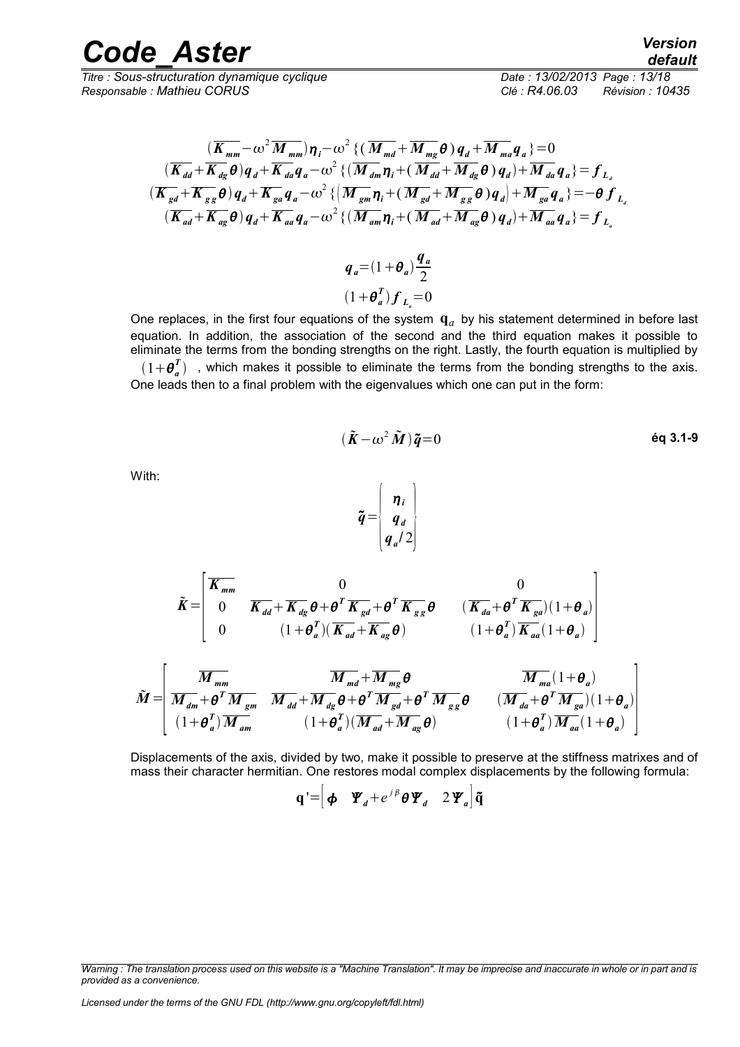$$(\overline{K_{mm}}-\omega^2\overline{M_{mm}})\eta_i-\omega^2\{(\overline{M_{md}}+\overline{M_{mg}}\theta)q_d+\overline{M_{ma}}q_a\}=0$$

$$(\overline{K_{dd}}+\overline{K_{dg}}\theta)q_d+\overline{K_{da}}q_a-\omega^2\{(\overline{M_{dm}}\eta_i+(\overline{M_{dd}}+\overline{M_{dg}}\theta)q_d)+\overline{M_{da}}q_a\}=f_{L_d}$$

$$(\overline{K_{gd}}+\overline{K_{gg}}\theta)q_d+\overline{K_{ga}}q_a-\omega^2\{(\overline{M_{gm}}\eta_i+(\overline{M_{gd}}+\overline{M_{gg}}\theta)q_d)+\overline{M_{ga}}q_a\}=-\theta f_{L_d}$$

$$(\overline{K_{ad}}+\overline{K_{ag}}\theta)q_d+\overline{K_{aa}}q_a-\omega^2\{(\overline{M_{am}}\eta_i+(\overline{M_{ad}}+\overline{M_{ag}}\theta)q_d)+\overline{M_{aa}}q_a\}=f_{L_a}$$

$$q_a=(1+\theta_a)\frac{q_a}{2}$$

$$(1+\theta_a^T)f_{L_a}=0$$

One replaces, in the first four equations of the system $\mathbf{q}_a$ by his statement determined in before last equation. In addition, the association of the second and the third equation makes it possible to eliminate the terms from the bonding strengths on the right. Lastly, the fourth equation is multiplied by $(1+\theta_a^T)$ , which makes it possible to eliminate the terms from the bonding strengths to the axis. One leads then to a final problem with the eigenvalues which one can put in the form:

$$(\tilde{K}-\omega^2\tilde{M})\tilde{q}=0 \qquad \text{éq 3.1-9}$$

With:

$$\tilde{q}=\begin{Bmatrix}\eta_i\\ q_d\\ q_a/2\end{Bmatrix}$$

$$\tilde{K}=\begin{bmatrix}\overline{K_{mm}} & 0 & 0\\ 0 & \overline{K_{dd}}+\overline{K_{dg}}\theta+\theta^T\overline{K_{gd}}+\theta^T\overline{K_{gg}}\theta & (\overline{K_{da}}+\theta^T\overline{K_{ga}})(1+\theta_a)\\ 0 & (1+\theta_a^T)(\overline{K_{ad}}+\overline{K_{ag}}\theta) & (1+\theta_a^T)\overline{K_{aa}}(1+\theta_a)\end{bmatrix}$$

$$\tilde{M}=\begin{bmatrix}\overline{M_{mm}} & \overline{M_{md}}+\overline{M_{mg}}\theta & \overline{M_{ma}}(1+\theta_a)\\ \overline{M_{dm}}+\theta^T\overline{M_{gm}} & \overline{M_{dd}}+\overline{M_{dg}}\theta+\theta^T\overline{M_{gd}}+\theta^T\overline{M_{gg}}\theta & (\overline{M_{da}}+\theta^T\overline{M_{ga}})(1+\theta_a)\\ (1+\theta_a^T)\overline{M_{am}} & (1+\theta_a^T)(\overline{M_{ad}}+\overline{M_{ag}}\theta) & (1+\theta_a^T)\overline{M_{aa}}(1+\theta_a)\end{bmatrix}$$

Displacements of the axis, divided by two, make it possible to preserve at the stiffness matrixes and of mass their character hermitian. One restores modal complex displacements by the following formula:

$$\mathbf{q}'=\begin{bmatrix}\phi & \Psi_d+e^{j\beta}\theta\Psi_d & 2\Psi_a\end{bmatrix}\tilde{\mathbf{q}}$$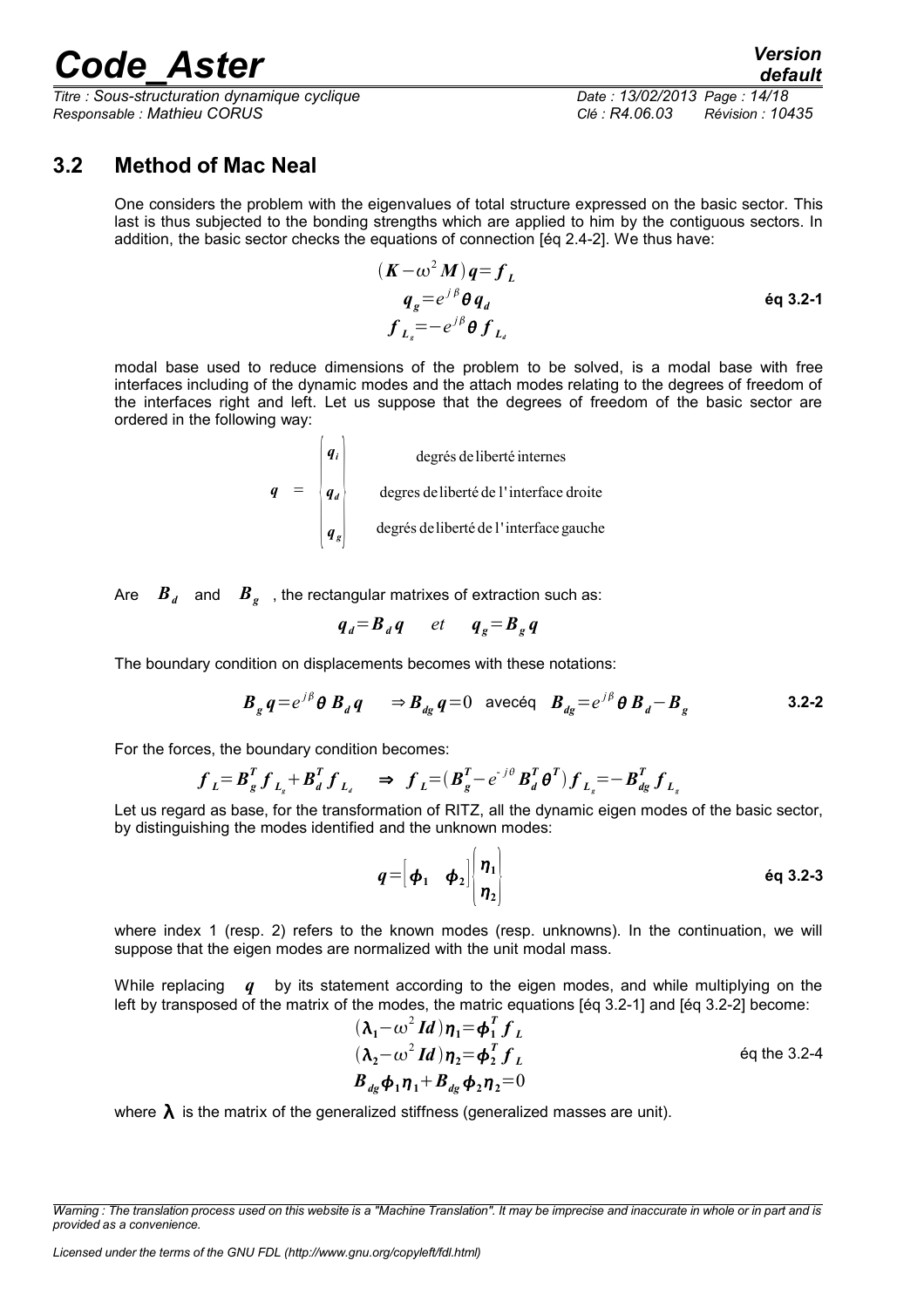## 3.2 Method of Mac Neal

One considers the problem with the eigenvalues of total structure expressed on the basic sector. This last is thus subjected to the bonding strengths which are applied to him by the contiguous sectors. In addition, the basic sector checks the equations of connection [éq 2.4-2]. We thus have:

$$\begin{aligned}(\boldsymbol{K}-\omega^2\boldsymbol{M})\boldsymbol{q}&=\boldsymbol{f}_L\\ \boldsymbol{q}_g&=e^{j\beta}\boldsymbol{\theta}\,\boldsymbol{q}_d\\ \boldsymbol{f}_{L_g}&=-e^{j\beta}\boldsymbol{\theta}\,\boldsymbol{f}_{L_d}\end{aligned} \qquad \textbf{éq 3.2-1}$$

modal base used to reduce dimensions of the problem to be solved, is a modal base with free interfaces including of the dynamic modes and the attach modes relating to the degrees of freedom of the interfaces right and left. Let us suppose that the degrees of freedom of the basic sector are ordered in the following way:

$$\boldsymbol{q} = \begin{Bmatrix}\boldsymbol{q}_i\\ \boldsymbol{q}_d\\ \boldsymbol{q}_g\end{Bmatrix} \begin{matrix}\text{degrés de liberté internes}\\ \text{degres de liberté de l'interface droite}\\ \text{degrés de liberté de l'interface gauche}\end{matrix}$$

Are $\boldsymbol{B}_d$ and $\boldsymbol{B}_g$, the rectangular matrixes of extraction such as:

$$\boldsymbol{q}_d=\boldsymbol{B}_d\boldsymbol{q} \quad et \quad \boldsymbol{q}_g=\boldsymbol{B}_g\boldsymbol{q}$$

The boundary condition on displacements becomes with these notations:

$$\boldsymbol{B}_g\boldsymbol{q}=e^{j\beta}\boldsymbol{\theta}\,\boldsymbol{B}_d\boldsymbol{q} \quad \Rightarrow \boldsymbol{B}_{dg}\boldsymbol{q}=0 \ \text{ avecéq } \ \boldsymbol{B}_{dg}=e^{j\beta}\boldsymbol{\theta}\,\boldsymbol{B}_d-\boldsymbol{B}_g \qquad \textbf{3.2-2}$$

For the forces, the boundary condition becomes:

$$\boldsymbol{f}_L=\boldsymbol{B}_g^T\boldsymbol{f}_{L_g}+\boldsymbol{B}_d^T\boldsymbol{f}_{L_d} \quad \Rightarrow \ \boldsymbol{f}_L=(\boldsymbol{B}_g^T-e^{-j\theta}\boldsymbol{B}_d^T\boldsymbol{\theta}^T)\boldsymbol{f}_{L_g}=-\boldsymbol{B}_{dg}^T\boldsymbol{f}_{L_g}$$

Let us regard as base, for the transformation of RITZ, all the dynamic eigen modes of the basic sector, by distinguishing the modes identified and the unknown modes:

$$\boldsymbol{q}=\begin{bmatrix}\boldsymbol{\phi}_1 & \boldsymbol{\phi}_2\end{bmatrix}\begin{Bmatrix}\boldsymbol{\eta}_1\\ \boldsymbol{\eta}_2\end{Bmatrix} \qquad \textbf{éq 3.2-3}$$

where index 1 (resp. 2) refers to the known modes (resp. unknowns). In the continuation, we will suppose that the eigen modes are normalized with the unit modal mass.

While replacing $\boldsymbol{q}$ by its statement according to the eigen modes, and while multiplying on the left by transposed of the matrix of the modes, the matric equations [éq 3.2-1] and [éq 3.2-2] become:

$$\begin{aligned}(\boldsymbol{\lambda}_1-\omega^2\boldsymbol{Id})\boldsymbol{\eta}_1&=\boldsymbol{\phi}_1^T\boldsymbol{f}_L\\ (\boldsymbol{\lambda}_2-\omega^2\boldsymbol{Id})\boldsymbol{\eta}_2&=\boldsymbol{\phi}_2^T\boldsymbol{f}_L\\ \boldsymbol{B}_{dg}\boldsymbol{\phi}_1\boldsymbol{\eta}_1+\boldsymbol{B}_{dg}\boldsymbol{\phi}_2\boldsymbol{\eta}_2&=0\end{aligned} \qquad \text{éq the 3.2-4}$$

where $\boldsymbol{\lambda}$ is the matrix of the generalized stiffness (generalized masses are unit).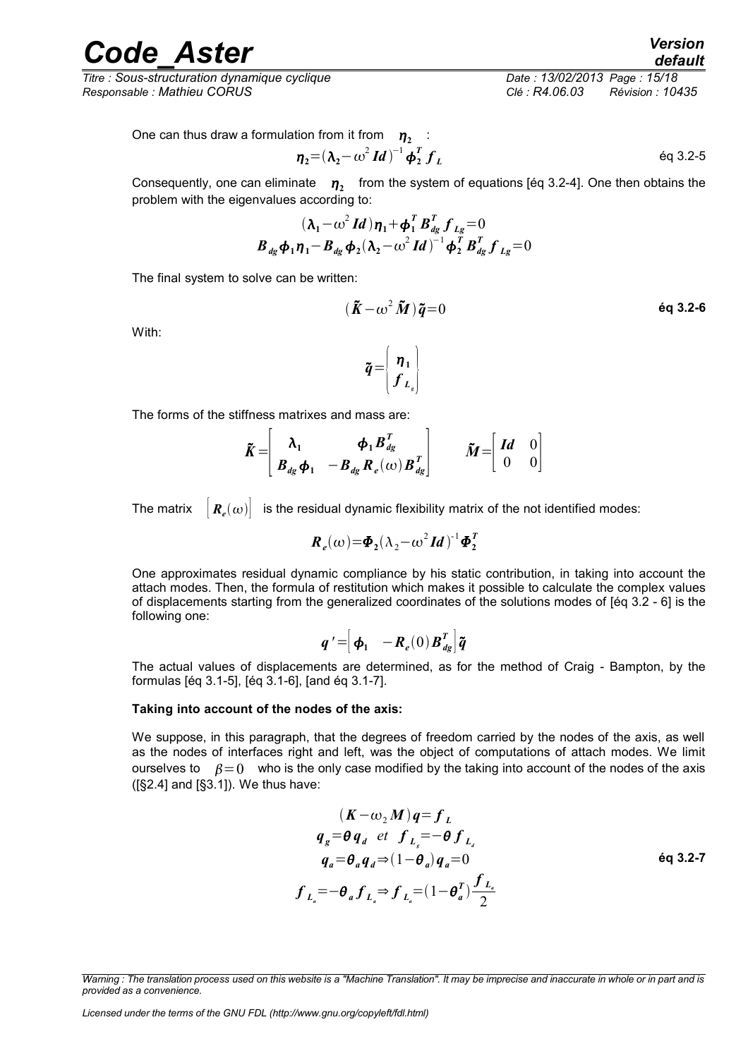One can thus draw a formulation from it from $\boldsymbol{\eta}_2$ :

$$\boldsymbol{\eta}_2 = (\boldsymbol{\lambda}_2 - \omega^2 \boldsymbol{Id})^{-1} \boldsymbol{\phi}_2^T \boldsymbol{f}_L \qquad \text{éq 3.2-5}$$

Consequently, one can eliminate $\boldsymbol{\eta}_2$ from the system of equations [éq 3.2-4]. One then obtains the problem with the eigenvalues according to:

$$(\boldsymbol{\lambda}_1 - \omega^2 \boldsymbol{Id})\boldsymbol{\eta}_1 + \boldsymbol{\phi}_1^T \boldsymbol{B}_{dg}^T \boldsymbol{f}_{Lg} = 0$$

$$\boldsymbol{B}_{dg} \boldsymbol{\phi}_1 \boldsymbol{\eta}_1 - \boldsymbol{B}_{dg} \boldsymbol{\phi}_2 (\boldsymbol{\lambda}_2 - \omega^2 \boldsymbol{Id})^{-1} \boldsymbol{\phi}_2^T \boldsymbol{B}_{dg}^T \boldsymbol{f}_{Lg} = 0$$

The final system to solve can be written:

$$(\tilde{\boldsymbol{K}} - \omega^2 \tilde{\boldsymbol{M}})\tilde{\boldsymbol{q}} = 0 \qquad \textbf{éq 3.2-6}$$

With:

$$\tilde{\boldsymbol{q}} = \begin{Bmatrix} \boldsymbol{\eta}_1 \\ \boldsymbol{f}_{L_g} \end{Bmatrix}$$

The forms of the stiffness matrixes and mass are:

$$\tilde{\boldsymbol{K}} = \begin{bmatrix} \boldsymbol{\lambda}_1 & \boldsymbol{\phi}_1 \boldsymbol{B}_{dg}^T \\ \boldsymbol{B}_{dg} \boldsymbol{\phi}_1 & -\boldsymbol{B}_{dg} \boldsymbol{R}_e(\omega) \boldsymbol{B}_{dg}^T \end{bmatrix} \qquad \tilde{\boldsymbol{M}} = \begin{bmatrix} \boldsymbol{Id} & 0 \\ 0 & 0 \end{bmatrix}$$

The matrix $\left[\boldsymbol{R}_e(\omega)\right]$ is the residual dynamic flexibility matrix of the not identified modes:

$$\boldsymbol{R}_e(\omega) = \boldsymbol{\Phi}_2 (\lambda_2 - \omega^2 \boldsymbol{Id})^{-1} \boldsymbol{\Phi}_2^T$$

One approximates residual dynamic compliance by his static contribution, in taking into account the attach modes. Then, the formula of restitution which makes it possible to calculate the complex values of displacements starting from the generalized coordinates of the solutions modes of [éq 3.2 - 6] is the following one:

$$\boldsymbol{q}' = \begin{bmatrix} \boldsymbol{\phi}_1 & -\boldsymbol{R}_e(0) \boldsymbol{B}_{dg}^T \end{bmatrix} \tilde{\boldsymbol{q}}$$

The actual values of displacements are determined, as for the method of Craig - Bampton, by the formulas [éq 3.1-5], [éq 3.1-6], [and éq 3.1-7].

**Taking into account of the nodes of the axis:**

We suppose, in this paragraph, that the degrees of freedom carried by the nodes of the axis, as well as the nodes of interfaces right and left, was the object of computations of attach modes. We limit ourselves to $\beta = 0$ who is the only case modified by the taking into account of the nodes of the axis ([§2.4] and [§3.1]). We thus have:

$$(\boldsymbol{K} - \omega_2 \boldsymbol{M})\boldsymbol{q} = \boldsymbol{f}_L$$

$$\boldsymbol{q}_g = \boldsymbol{\theta} \boldsymbol{q}_d \quad et \quad \boldsymbol{f}_{L_g} = -\boldsymbol{\theta} \boldsymbol{f}_{L_d}$$

$$\boldsymbol{q}_a = \boldsymbol{\theta}_a \boldsymbol{q}_d \Rightarrow (1 - \boldsymbol{\theta}_a) \boldsymbol{q}_a = 0 \qquad \textbf{éq 3.2-7}$$

$$\boldsymbol{f}_{L_a} = -\boldsymbol{\theta}_a \boldsymbol{f}_{L_a} \Rightarrow \boldsymbol{f}_{L_a} = (1 - \boldsymbol{\theta}_a^T) \frac{\boldsymbol{f}_{L_a}}{2}$$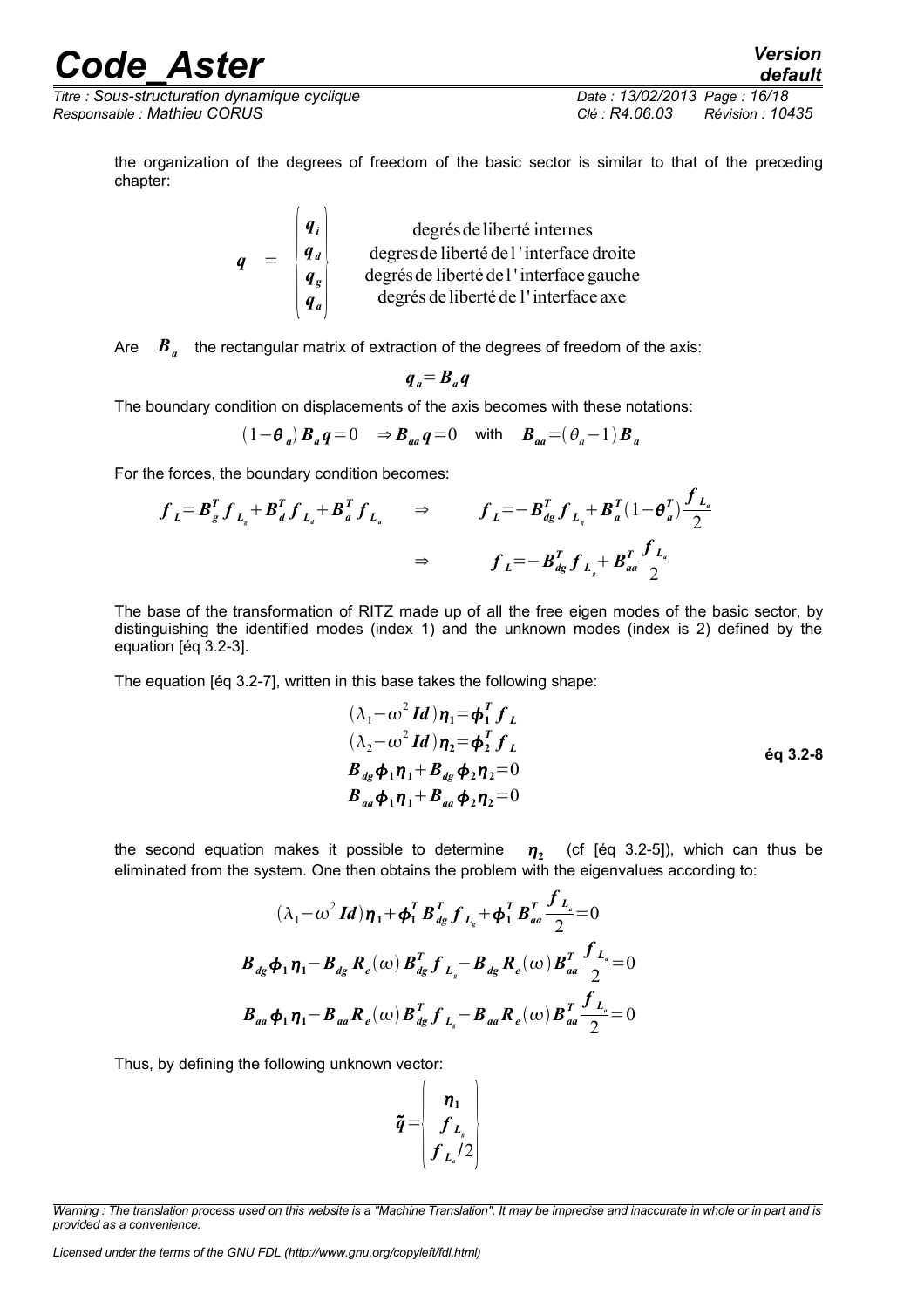the organization of the degrees of freedom of the basic sector is similar to that of the preceding chapter:

$$
\boldsymbol{q} \quad = \quad \begin{Bmatrix} \boldsymbol{q}_i \\ \boldsymbol{q}_d \\ \boldsymbol{q}_g \\ \boldsymbol{q}_a \end{Bmatrix} \quad \begin{matrix} \text{degrés de liberté internes} \\ \text{degres de liberté de l'interface droite} \\ \text{degrés de liberté de l'interface gauche} \\ \text{degrés de liberté de l'interface axe} \end{matrix}
$$

Are $\boldsymbol{B}_a$ the rectangular matrix of extraction of the degrees of freedom of the axis:

$$
\boldsymbol{q}_a = \boldsymbol{B}_a \boldsymbol{q}
$$

The boundary condition on displacements of the axis becomes with these notations:

$$
(1-\boldsymbol{\theta}_a)\boldsymbol{B}_a \boldsymbol{q} = 0 \quad \Rightarrow \boldsymbol{B}_{aa}\boldsymbol{q} = 0 \quad \text{with} \quad \boldsymbol{B}_{aa} = (\theta_a - 1)\boldsymbol{B}_a
$$

For the forces, the boundary condition becomes:

$$
\boldsymbol{f}_L = \boldsymbol{B}_g^T \boldsymbol{f}_{L_g} + \boldsymbol{B}_d^T \boldsymbol{f}_{L_d} + \boldsymbol{B}_a^T \boldsymbol{f}_{L_a} \quad \Rightarrow \quad \boldsymbol{f}_L = -\boldsymbol{B}_{dg}^T \boldsymbol{f}_{L_g} + \boldsymbol{B}_a^T (1-\boldsymbol{\theta}_a^T)\frac{\boldsymbol{f}_{L_a}}{2}
$$

$$
\Rightarrow \quad \boldsymbol{f}_L = -\boldsymbol{B}_{dg}^T \boldsymbol{f}_{L_g} + \boldsymbol{B}_{aa}^T \frac{\boldsymbol{f}_{L_a}}{2}
$$

The base of the transformation of RITZ made up of all the free eigen modes of the basic sector, by distinguishing the identified modes (index 1) and the unknown modes (index is 2) defined by the equation [éq 3.2-3].

The equation [éq 3.2-7], written in this base takes the following shape:

$$
\begin{aligned}
&(\lambda_1 - \omega^2 \boldsymbol{Id})\boldsymbol{\eta}_1 = \boldsymbol{\phi}_1^T \boldsymbol{f}_L \\
&(\lambda_2 - \omega^2 \boldsymbol{Id})\boldsymbol{\eta}_2 = \boldsymbol{\phi}_2^T \boldsymbol{f}_L \\
&\boldsymbol{B}_{dg}\boldsymbol{\phi}_1 \boldsymbol{\eta}_1 + \boldsymbol{B}_{dg}\boldsymbol{\phi}_2 \boldsymbol{\eta}_2 = 0 \\
&\boldsymbol{B}_{aa}\boldsymbol{\phi}_1 \boldsymbol{\eta}_1 + \boldsymbol{B}_{aa}\boldsymbol{\phi}_2 \boldsymbol{\eta}_2 = 0
\end{aligned} \qquad \textbf{éq 3.2-8}
$$

the second equation makes it possible to determine $\boldsymbol{\eta}_2$ (cf [éq 3.2-5]), which can thus be eliminated from the system. One then obtains the problem with the eigenvalues according to:

$$
(\lambda_1 - \omega^2 \boldsymbol{Id})\boldsymbol{\eta}_1 + \boldsymbol{\phi}_1^T \boldsymbol{B}_{dg}^T \boldsymbol{f}_{L_g} + \boldsymbol{\phi}_1^T \boldsymbol{B}_{aa}^T \frac{\boldsymbol{f}_{L_a}}{2} = 0
$$

$$
\boldsymbol{B}_{dg}\boldsymbol{\phi}_1 \boldsymbol{\eta}_1 - \boldsymbol{B}_{dg}\boldsymbol{R}_e(\omega)\boldsymbol{B}_{dg}^T \boldsymbol{f}_{L_g} - \boldsymbol{B}_{dg}\boldsymbol{R}_e(\omega)\boldsymbol{B}_{aa}^T \frac{\boldsymbol{f}_{L_a}}{2} = 0
$$

$$
\boldsymbol{B}_{aa}\boldsymbol{\phi}_1 \boldsymbol{\eta}_1 - \boldsymbol{B}_{aa}\boldsymbol{R}_e(\omega)\boldsymbol{B}_{dg}^T \boldsymbol{f}_{L_g} - \boldsymbol{B}_{aa}\boldsymbol{R}_e(\omega)\boldsymbol{B}_{aa}^T \frac{\boldsymbol{f}_{L_a}}{2} = 0
$$

Thus, by defining the following unknown vector:

$$
\tilde{\boldsymbol{q}} = \begin{Bmatrix} \boldsymbol{\eta}_1 \\ \boldsymbol{f}_{L_g} \\ \boldsymbol{f}_{L_a}/2 \end{Bmatrix}
$$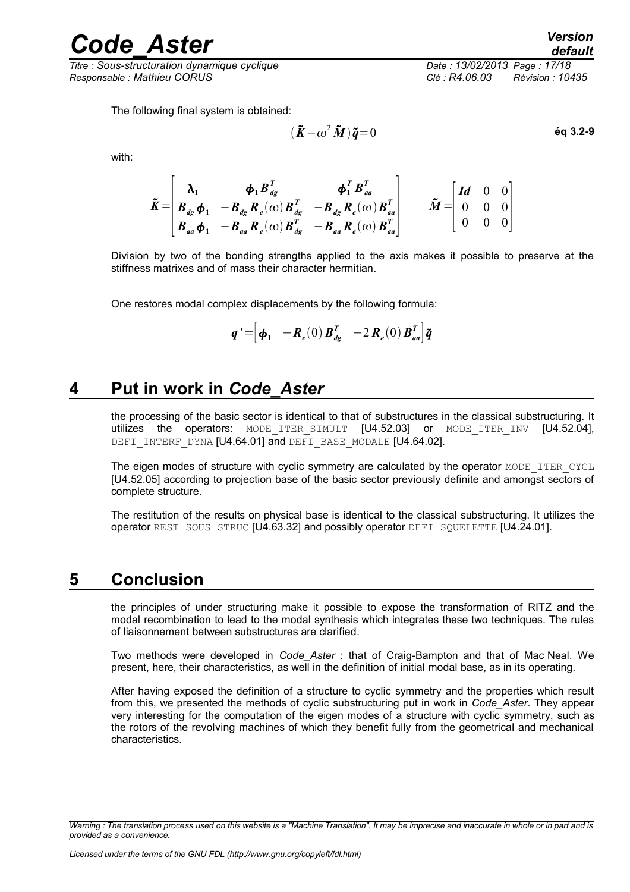The following final system is obtained:

$$(\tilde{\boldsymbol{K}}-\omega^2\tilde{\boldsymbol{M}})\tilde{\boldsymbol{q}}=0 \qquad \text{éq 3.2-9}$$

with:

$$\tilde{\boldsymbol{K}}=\begin{bmatrix} \boldsymbol{\lambda}_1 & \boldsymbol{\phi}_1 \boldsymbol{B}_{dg}^T & \boldsymbol{\phi}_1^T \boldsymbol{B}_{aa}^T \\ \boldsymbol{B}_{dg}\boldsymbol{\phi}_1 & -\boldsymbol{B}_{dg}\boldsymbol{R}_e(\omega)\boldsymbol{B}_{dg}^T & -\boldsymbol{B}_{dg}\boldsymbol{R}_e(\omega)\boldsymbol{B}_{aa}^T \\ \boldsymbol{B}_{aa}\boldsymbol{\phi}_1 & -\boldsymbol{B}_{aa}\boldsymbol{R}_e(\omega)\boldsymbol{B}_{dg}^T & -\boldsymbol{B}_{aa}\boldsymbol{R}_e(\omega)\boldsymbol{B}_{aa}^T \end{bmatrix} \qquad \tilde{\boldsymbol{M}}=\begin{bmatrix} \boldsymbol{Id} & 0 & 0 \\ 0 & 0 & 0 \\ 0 & 0 & 0 \end{bmatrix}$$

Division by two of the bonding strengths applied to the axis makes it possible to preserve at the stiffness matrixes and of mass their character hermitian.

One restores modal complex displacements by the following formula:

$$\boldsymbol{q}'=\begin{bmatrix}\boldsymbol{\phi}_1 & -\boldsymbol{R}_e(0)\boldsymbol{B}_{dg}^T & -2\boldsymbol{R}_e(0)\boldsymbol{B}_{aa}^T\end{bmatrix}\tilde{\boldsymbol{q}}$$

# 4 Put in work in *Code_Aster*

the processing of the basic sector is identical to that of substructures in the classical substructuring. It utilizes the operators: MODE_ITER_SIMULT [U4.52.03] or MODE_ITER_INV [U4.52.04], DEFI_INTERF_DYNA [U4.64.01] and DEFI_BASE_MODALE [U4.64.02].

The eigen modes of structure with cyclic symmetry are calculated by the operator MODE_ITER_CYCL [U4.52.05] according to projection base of the basic sector previously definite and amongst sectors of complete structure.

The restitution of the results on physical base is identical to the classical substructuring. It utilizes the operator REST_SOUS_STRUC [U4.63.32] and possibly operator DEFI_SQUELETTE [U4.24.01].

# 5 Conclusion

the principles of under structuring make it possible to expose the transformation of RITZ and the modal recombination to lead to the modal synthesis which integrates these two techniques. The rules of liaisonnement between substructures are clarified.

Two methods were developed in *Code_Aster* : that of Craig-Bampton and that of Mac Neal. We present, here, their characteristics, as well in the definition of initial modal base, as in its operating.

After having exposed the definition of a structure to cyclic symmetry and the properties which result from this, we presented the methods of cyclic substructuring put in work in *Code_Aster*. They appear very interesting for the computation of the eigen modes of a structure with cyclic symmetry, such as the rotors of the revolving machines of which they benefit fully from the geometrical and mechanical characteristics.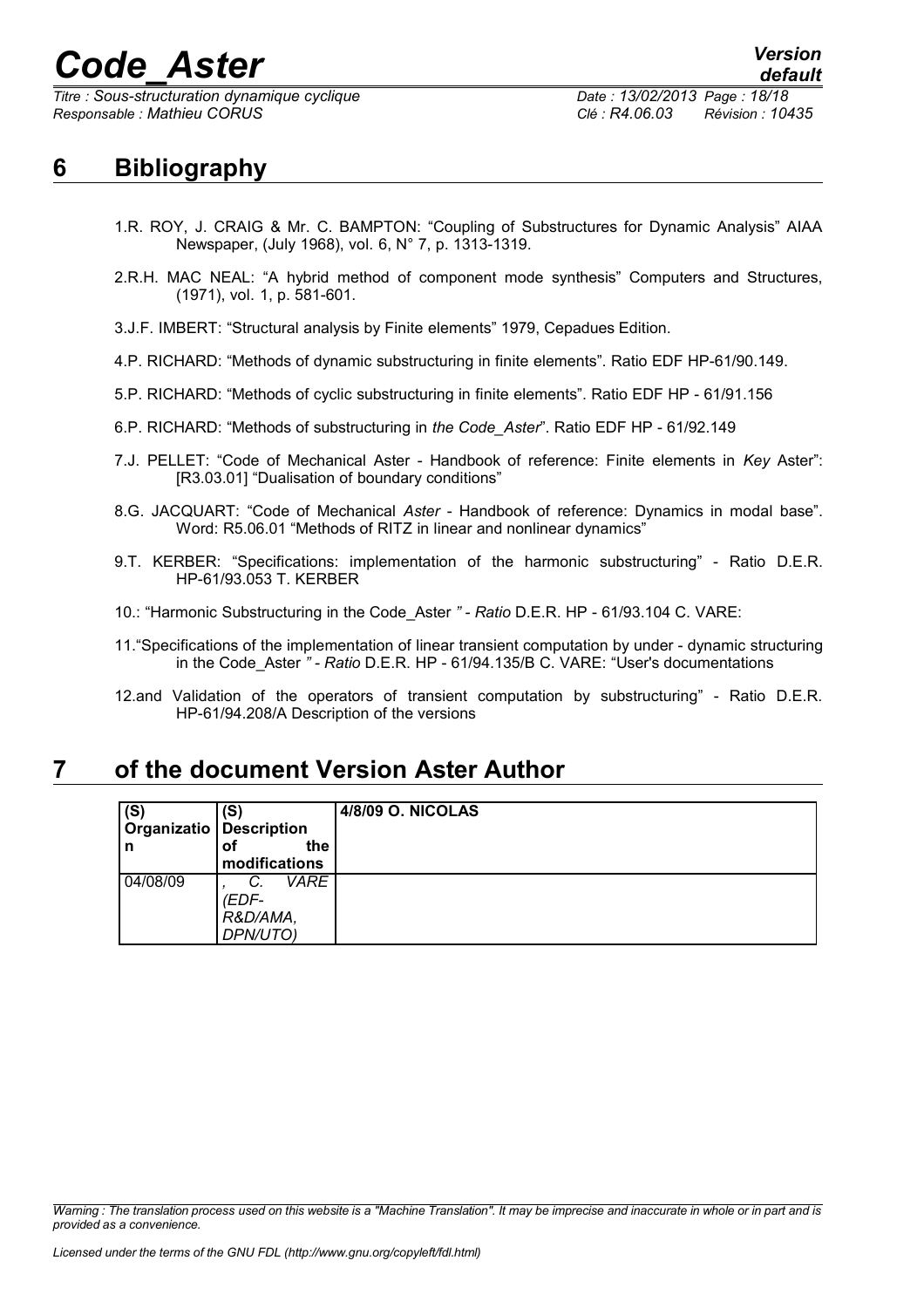# 6 Bibliography

1.R. ROY, J. CRAIG & Mr. C. BAMPTON: "Coupling of Substructures for Dynamic Analysis" AIAA Newspaper, (July 1968), vol. 6, N° 7, p. 1313-1319.

2.R.H. MAC NEAL: "A hybrid method of component mode synthesis" Computers and Structures, (1971), vol. 1, p. 581-601.

3.J.F. IMBERT: "Structural analysis by Finite elements" 1979, Cepadues Edition.

4.P. RICHARD: "Methods of dynamic substructuring in finite elements". Ratio EDF HP-61/90.149.

5.P. RICHARD: "Methods of cyclic substructuring in finite elements". Ratio EDF HP - 61/91.156

6.P. RICHARD: "Methods of substructuring in *the Code_Aster*". Ratio EDF HP - 61/92.149

7.J. PELLET: "Code of Mechanical Aster - Handbook of reference: Finite elements in *Key* Aster": [R3.03.01] "Dualisation of boundary conditions"

8.G. JACQUART: "Code of Mechanical *Aster* - Handbook of reference: Dynamics in modal base". Word: R5.06.01 "Methods of RITZ in linear and nonlinear dynamics"

9.T. KERBER: "Specifications: implementation of the harmonic substructuring" - Ratio D.E.R. HP-61/93.053 T. KERBER

10.: "Harmonic Substructuring in the Code_Aster *" - Ratio* D.E.R. HP - 61/93.104 C. VARE:

11."Specifications of the implementation of linear transient computation by under - dynamic structuring in the Code_Aster *" - Ratio* D.E.R. HP - 61/94.135/B C. VARE: "User's documentations

12.and Validation of the operators of transient computation by substructuring" - Ratio D.E.R. HP-61/94.208/A Description of the versions

# 7 of the document Version Aster Author

| (S) Organization | (S) Description of the modifications | 4/8/09 O. NICOLAS |
|---|---|---|
| 04/08/09 | , *C. VARE (EDF-R&D/AMA, DPN/UTO)* | |